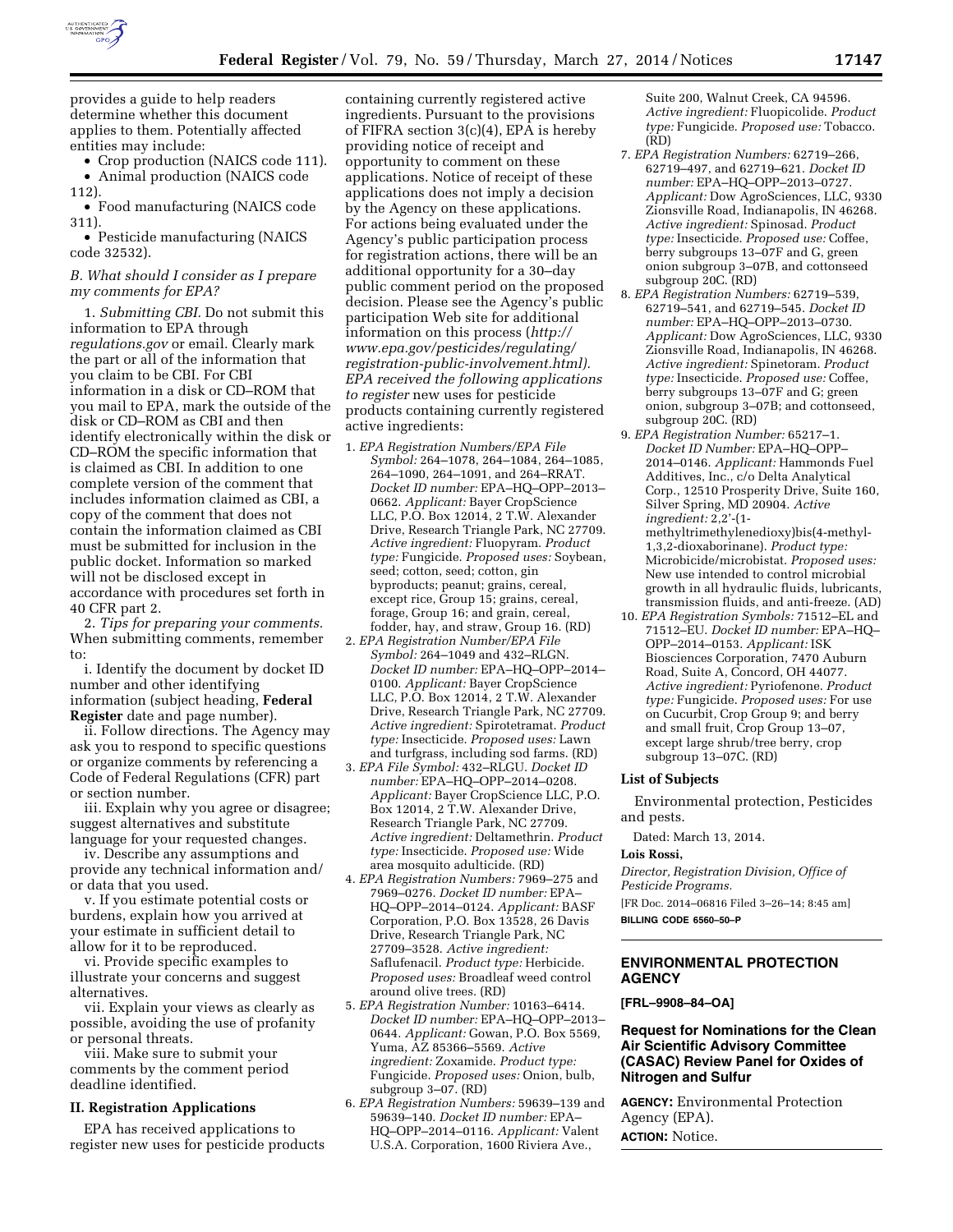provides a guide to help readers determine whether this document applies to them. Potentially affected entities may include:

- Crop production (NAICS code 111).
- Animal production (NAICS code 112).
- Food manufacturing (NAICS code 311).
- Pesticide manufacturing (NAICS code 32532).

### *B. What should I consider as I prepare my comments for EPA?*

1. *Submitting CBI.* Do not submit this information to EPA through *regulations.gov* or email. Clearly mark the part or all of the information that you claim to be CBI. For CBI information in a disk or CD–ROM that you mail to EPA, mark the outside of the disk or CD–ROM as CBI and then identify electronically within the disk or CD–ROM the specific information that is claimed as CBI. In addition to one complete version of the comment that includes information claimed as CBI, a copy of the comment that does not contain the information claimed as CBI must be submitted for inclusion in the public docket. Information so marked will not be disclosed except in accordance with procedures set forth in 40 CFR part 2.

2. *Tips for preparing your comments.* When submitting comments, remember to:

i. Identify the document by docket ID number and other identifying information (subject heading, **Federal Register** date and page number).

ii. Follow directions. The Agency may ask you to respond to specific questions or organize comments by referencing a Code of Federal Regulations (CFR) part or section number.

iii. Explain why you agree or disagree; suggest alternatives and substitute language for your requested changes.

iv. Describe any assumptions and provide any technical information and/or data that you used.

v. If you estimate potential costs or burdens, explain how you arrived at your estimate in sufficient detail to allow for it to be reproduced.

vi. Provide specific examples to illustrate your concerns and suggest alternatives.

vii. Explain your views as clearly as possible, avoiding the use of profanity or personal threats.

viii. Make sure to submit your comments by the comment period deadline identified.

## II. Registration Applications

EPA has received applications to register new uses for pesticide products containing currently registered active ingredients. Pursuant to the provisions of FIFRA section 3(c)(4), EPA is hereby providing notice of receipt and opportunity to comment on these applications. Notice of receipt of these applications does not imply a decision by the Agency on these applications. For actions being evaluated under the Agency's public participation process for registration actions, there will be an additional opportunity for a 30–day public comment period on the proposed decision. Please see the Agency's public participation Web site for additional information on this process (*http://www.epa.gov/pesticides/regulating/registration-public-involvement.html). EPA received the following applications to register* new uses for pesticide products containing currently registered active ingredients:

1. *EPA Registration Numbers/EPA File Symbol:* 264–1078, 264–1084, 264–1085, 264–1090, 264–1091, and 264–RRAT. *Docket ID number:* EPA–HQ–OPP–2013–0662. *Applicant:* Bayer CropScience LLC, P.O. Box 12014, 2 T.W. Alexander Drive, Research Triangle Park, NC 27709. *Active ingredient:* Fluopyram. *Product type:* Fungicide. *Proposed uses:* Soybean, seed; cotton, seed; cotton, gin byproducts; peanut; grains, cereal, except rice, Group 15; grains, cereal, forage, Group 16; and grain, cereal, fodder, hay, and straw, Group 16. (RD)
2. *EPA Registration Number/EPA File Symbol:* 264–1049 and 432–RLGN. *Docket ID number:* EPA–HQ–OPP–2014–0100. *Applicant:* Bayer CropScience LLC, P.O. Box 12014, 2 T.W. Alexander Drive, Research Triangle Park, NC 27709. *Active ingredient:* Spirotetramat. *Product type:* Insecticide. *Proposed uses:* Lawn and turfgrass, including sod farms. (RD)
3. *EPA File Symbol:* 432–RLGU. *Docket ID number:* EPA–HQ–OPP–2014–0208. *Applicant:* Bayer CropScience LLC, P.O. Box 12014, 2 T.W. Alexander Drive, Research Triangle Park, NC 27709. *Active ingredient:* Deltamethrin. *Product type:* Insecticide. *Proposed use:* Wide area mosquito adulticide. (RD)
4. *EPA Registration Numbers:* 7969–275 and 7969–0276. *Docket ID number:* EPA–HQ–OPP–2014–0124. *Applicant:* BASF Corporation, P.O. Box 13528, 26 Davis Drive, Research Triangle Park, NC 27709–3528. *Active ingredient:* Saflufenacil. *Product type:* Herbicide. *Proposed uses:* Broadleaf weed control around olive trees. (RD)
5. *EPA Registration Number:* 10163–6414. *Docket ID number:* EPA–HQ–OPP–2013–0644. *Applicant:* Gowan, P.O. Box 5569, Yuma, AZ 85366–5569. *Active ingredient:* Zoxamide. *Product type:* Fungicide. *Proposed uses:* Onion, bulb, subgroup 3–07. (RD)
6. *EPA Registration Numbers:* 59639–139 and 59639–140. *Docket ID number:* EPA–HQ–OPP–2014–0116. *Applicant:* Valent U.S.A. Corporation, 1600 Riviera Ave., Suite 200, Walnut Creek, CA 94596. *Active ingredient:* Fluopicolide. *Product type:* Fungicide. *Proposed use:* Tobacco. (RD)
7. *EPA Registration Numbers:* 62719–266, 62719–497, and 62719–621. *Docket ID number:* EPA–HQ–OPP–2013–0727. *Applicant:* Dow AgroSciences, LLC, 9330 Zionsville Road, Indianapolis, IN 46268. *Active ingredient:* Spinosad. *Product type:* Insecticide. *Proposed use:* Coffee, berry subgroups 13–07F and G, green onion subgroup 3–07B, and cottonseed subgroup 20C. (RD)
8. *EPA Registration Numbers:* 62719–539, 62719–541, and 62719–545. *Docket ID number:* EPA–HQ–OPP–2013–0730. *Applicant:* Dow AgroSciences, LLC, 9330 Zionsville Road, Indianapolis, IN 46268. *Active ingredient:* Spinetoram. *Product type:* Insecticide. *Proposed use:* Coffee, berry subgroups 13–07F and G; green onion, subgroup 3–07B; and cottonseed, subgroup 20C. (RD)
9. *EPA Registration Number:* 65217–1. *Docket ID Number:* EPA–HQ–OPP–2014–0146. *Applicant:* Hammonds Fuel Additives, Inc., c/o Delta Analytical Corp., 12510 Prosperity Drive, Suite 160, Silver Spring, MD 20904. *Active ingredient:* 2,2'-(1-methyltrimethylenedioxy)bis(4-methyl-1,3,2-dioxaborinane). *Product type:* Microbicide/microbistat. *Proposed uses:* New use intended to control microbial growth in all hydraulic fluids, lubricants, transmission fluids, and anti-freeze. (AD)
10. *EPA Registration Symbols:* 71512–EL and 71512–EU. *Docket ID number:* EPA–HQ–OPP–2014–0153. *Applicant:* ISK Biosciences Corporation, 7470 Auburn Road, Suite A, Concord, OH 44077. *Active ingredient:* Pyriofenone. *Product type:* Fungicide. *Proposed uses:* For use on Cucurbit, Crop Group 9; and berry and small fruit, Crop Group 13–07, except large shrub/tree berry, crop subgroup 13–07C. (RD)

### List of Subjects

Environmental protection, Pesticides and pests.

Dated: March 13, 2014.

**Lois Rossi,**

*Director, Registration Division, Office of Pesticide Programs.*

[FR Doc. 2014–06816 Filed 3–26–14; 8:45 am]

**BILLING CODE 6560–50–P**

---

## ENVIRONMENTAL PROTECTION AGENCY

**[FRL–9908–84–OA]**

## Request for Nominations for the Clean Air Scientific Advisory Committee (CASAC) Review Panel for Oxides of Nitrogen and Sulfur

**AGENCY:** Environmental Protection Agency (EPA).

**ACTION:** Notice.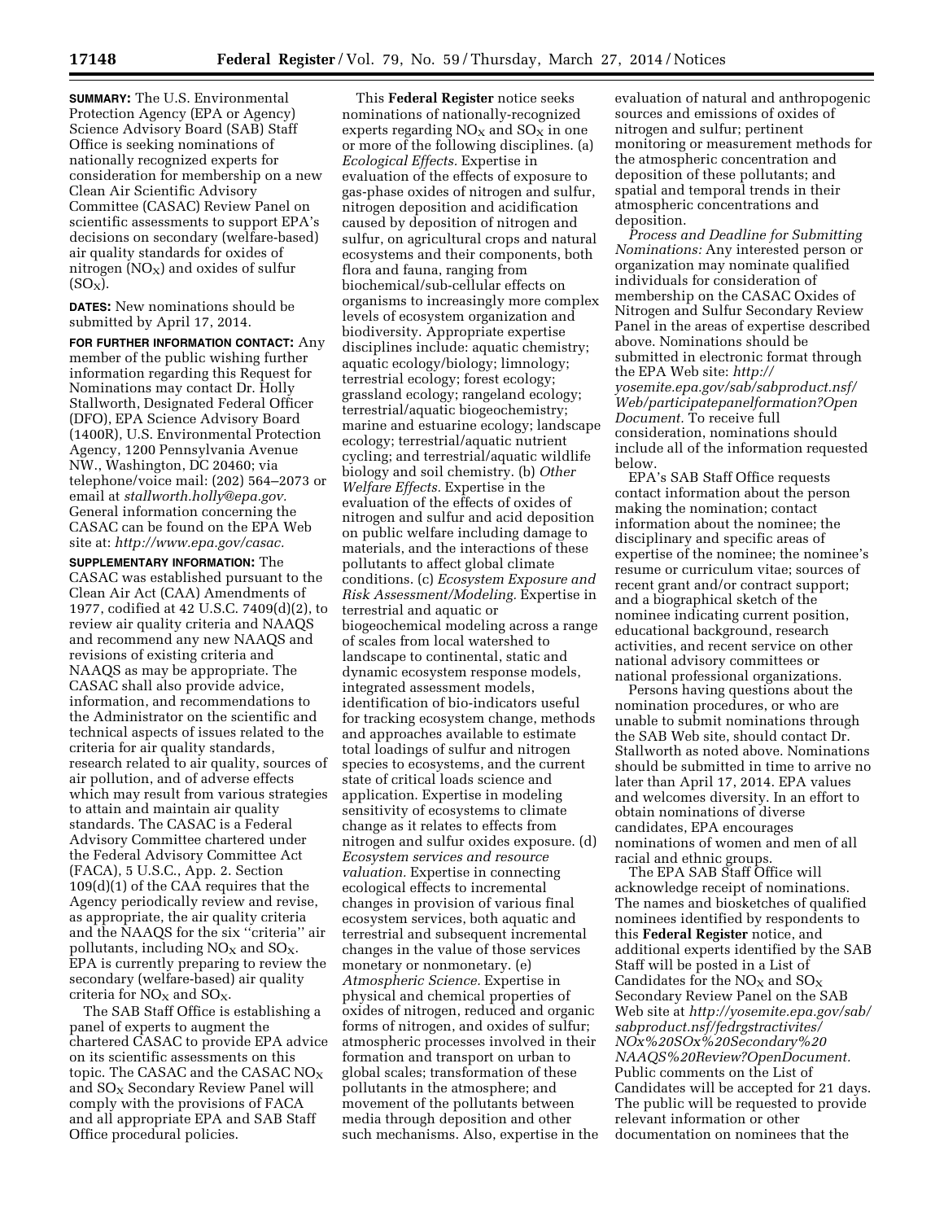**SUMMARY:** The U.S. Environmental Protection Agency (EPA or Agency) Science Advisory Board (SAB) Staff Office is seeking nominations of nationally recognized experts for consideration for membership on a new Clean Air Scientific Advisory Committee (CASAC) Review Panel on scientific assessments to support EPA's decisions on secondary (welfare-based) air quality standards for oxides of nitrogen ($NO_X$) and oxides of sulfur ($SO_X$).

**DATES:** New nominations should be submitted by April 17, 2014.

**FOR FURTHER INFORMATION CONTACT:** Any member of the public wishing further information regarding this Request for Nominations may contact Dr. Holly Stallworth, Designated Federal Officer (DFO), EPA Science Advisory Board (1400R), U.S. Environmental Protection Agency, 1200 Pennsylvania Avenue NW., Washington, DC 20460; via telephone/voice mail: (202) 564–2073 or email at *stallworth.holly@epa.gov.* General information concerning the CASAC can be found on the EPA Web site at: *http://www.epa.gov/casac.*

**SUPPLEMENTARY INFORMATION:** The CASAC was established pursuant to the Clean Air Act (CAA) Amendments of 1977, codified at 42 U.S.C. 7409(d)(2), to review air quality criteria and NAAQS and recommend any new NAAQS and revisions of existing criteria and NAAQS as may be appropriate. The CASAC shall also provide advice, information, and recommendations to the Administrator on the scientific and technical aspects of issues related to the criteria for air quality standards, research related to air quality, sources of air pollution, and of adverse effects which may result from various strategies to attain and maintain air quality standards. The CASAC is a Federal Advisory Committee chartered under the Federal Advisory Committee Act (FACA), 5 U.S.C., App. 2. Section 109(d)(1) of the CAA requires that the Agency periodically review and revise, as appropriate, the air quality criteria and the NAAQS for the six ''criteria'' air pollutants, including $NO_X$ and $SO_X$. EPA is currently preparing to review the secondary (welfare-based) air quality criteria for $NO_X$ and $SO_X$.

The SAB Staff Office is establishing a panel of experts to augment the chartered CASAC to provide EPA advice on its scientific assessments on this topic. The CASAC and the CASAC $NO_X$ and $SO_X$ Secondary Review Panel will comply with the provisions of FACA and all appropriate EPA and SAB Staff Office procedural policies.

This **Federal Register** notice seeks nominations of nationally-recognized experts regarding $NO_X$ and $SO_X$ in one or more of the following disciplines. (a) *Ecological Effects.* Expertise in evaluation of the effects of exposure to gas-phase oxides of nitrogen and sulfur, nitrogen deposition and acidification caused by deposition of nitrogen and sulfur, on agricultural crops and natural ecosystems and their components, both flora and fauna, ranging from biochemical/sub-cellular effects on organisms to increasingly more complex levels of ecosystem organization and biodiversity. Appropriate expertise disciplines include: aquatic chemistry; aquatic ecology/biology; limnology; terrestrial ecology; forest ecology; grassland ecology; rangeland ecology; terrestrial/aquatic biogeochemistry; marine and estuarine ecology; landscape ecology; terrestrial/aquatic nutrient cycling; and terrestrial/aquatic wildlife biology and soil chemistry. (b) *Other Welfare Effects.* Expertise in the evaluation of the effects of oxides of nitrogen and sulfur and acid deposition on public welfare including damage to materials, and the interactions of these pollutants to affect global climate conditions. (c) *Ecosystem Exposure and Risk Assessment/Modeling.* Expertise in terrestrial and aquatic or biogeochemical modeling across a range of scales from local watershed to landscape to continental, static and dynamic ecosystem response models, integrated assessment models, identification of bio-indicators useful for tracking ecosystem change, methods and approaches available to estimate total loadings of sulfur and nitrogen species to ecosystems, and the current state of critical loads science and application. Expertise in modeling sensitivity of ecosystems to climate change as it relates to effects from nitrogen and sulfur oxides exposure. (d) *Ecosystem services and resource valuation.* Expertise in connecting ecological effects to incremental changes in provision of various final ecosystem services, both aquatic and terrestrial and subsequent incremental changes in the value of those services monetary or nonmonetary. (e) *Atmospheric Science.* Expertise in physical and chemical properties of oxides of nitrogen, reduced and organic forms of nitrogen, and oxides of sulfur; atmospheric processes involved in their formation and transport on urban to global scales; transformation of these pollutants in the atmosphere; and movement of the pollutants between media through deposition and other such mechanisms. Also, expertise in the evaluation of natural and anthropogenic sources and emissions of oxides of nitrogen and sulfur; pertinent monitoring or measurement methods for the atmospheric concentration and deposition of these pollutants; and spatial and temporal trends in their atmospheric concentrations and deposition.

*Process and Deadline for Submitting Nominations:* Any interested person or organization may nominate qualified individuals for consideration of membership on the CASAC Oxides of Nitrogen and Sulfur Secondary Review Panel in the areas of expertise described above. Nominations should be submitted in electronic format through the EPA Web site: *http://yosemite.epa.gov/sab/sabproduct.nsf/Web/participatepanelformation?OpenDocument.* To receive full consideration, nominations should include all of the information requested below.

EPA's SAB Staff Office requests contact information about the person making the nomination; contact information about the nominee; the disciplinary and specific areas of expertise of the nominee; the nominee's resume or curriculum vitae; sources of recent grant and/or contract support; and a biographical sketch of the nominee indicating current position, educational background, research activities, and recent service on other national advisory committees or national professional organizations.

Persons having questions about the nomination procedures, or who are unable to submit nominations through the SAB Web site, should contact Dr. Stallworth as noted above. Nominations should be submitted in time to arrive no later than April 17, 2014. EPA values and welcomes diversity. In an effort to obtain nominations of diverse candidates, EPA encourages nominations of women and men of all racial and ethnic groups.

The EPA SAB Staff Office will acknowledge receipt of nominations. The names and biosketches of qualified nominees identified by respondents to this **Federal Register** notice, and additional experts identified by the SAB Staff will be posted in a List of Candidates for the $NO_X$ and $SO_X$ Secondary Review Panel on the SAB Web site at *http://yosemite.epa.gov/sab/sabproduct.nsf/fedrgstractivites/NOx%20SOx%20Secondary%20NAAQS%20Review?OpenDocument.* Public comments on the List of Candidates will be accepted for 21 days. The public will be requested to provide relevant information or other documentation on nominees that the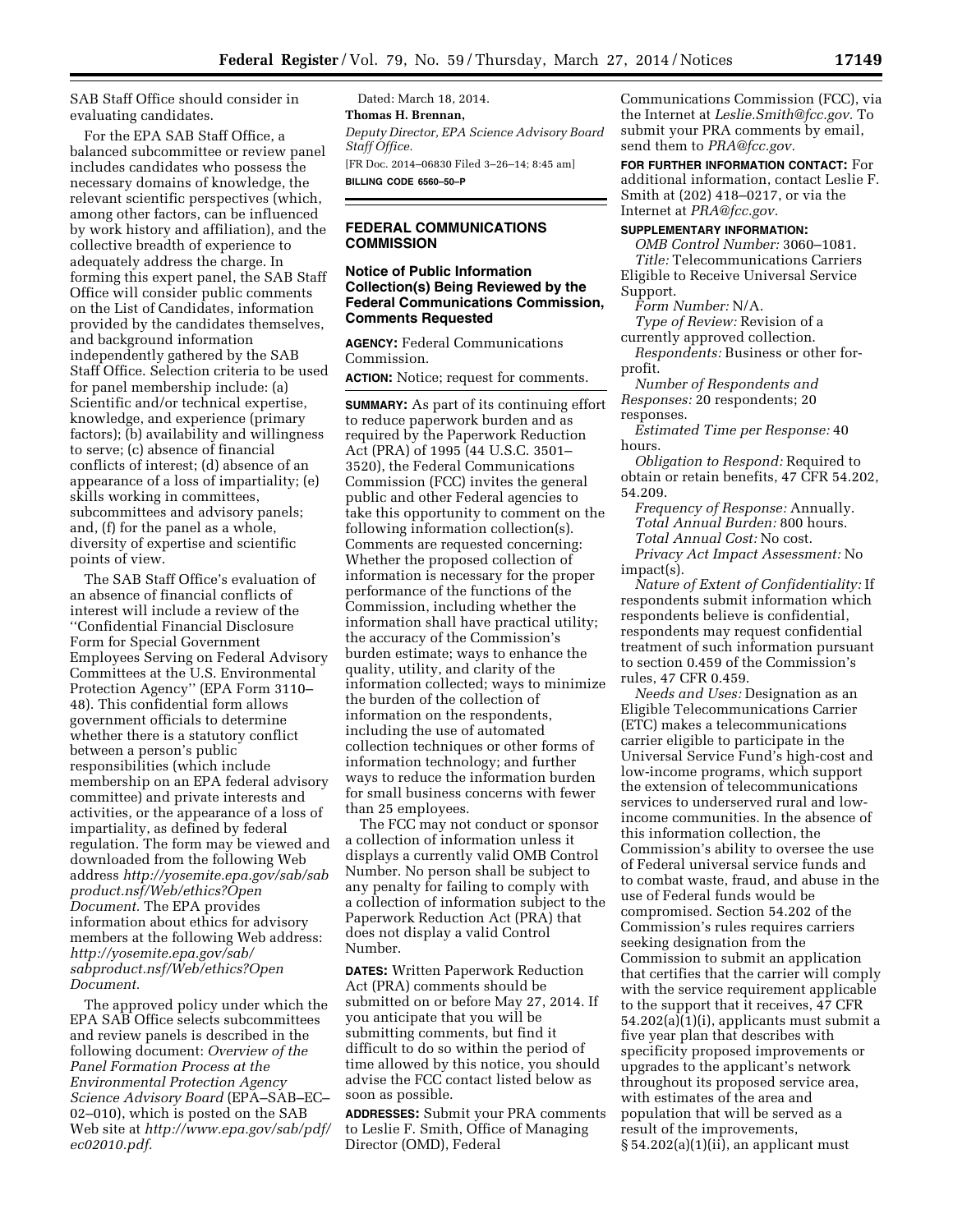SAB Staff Office should consider in evaluating candidates.

For the EPA SAB Staff Office, a balanced subcommittee or review panel includes candidates who possess the necessary domains of knowledge, the relevant scientific perspectives (which, among other factors, can be influenced by work history and affiliation), and the collective breadth of experience to adequately address the charge. In forming this expert panel, the SAB Staff Office will consider public comments on the List of Candidates, information provided by the candidates themselves, and background information independently gathered by the SAB Staff Office. Selection criteria to be used for panel membership include: (a) Scientific and/or technical expertise, knowledge, and experience (primary factors); (b) availability and willingness to serve; (c) absence of financial conflicts of interest; (d) absence of an appearance of a loss of impartiality; (e) skills working in committees, subcommittees and advisory panels; and, (f) for the panel as a whole, diversity of expertise and scientific points of view.

The SAB Staff Office's evaluation of an absence of financial conflicts of interest will include a review of the ''Confidential Financial Disclosure Form for Special Government Employees Serving on Federal Advisory Committees at the U.S. Environmental Protection Agency'' (EPA Form 3110–48). This confidential form allows government officials to determine whether there is a statutory conflict between a person's public responsibilities (which include membership on an EPA federal advisory committee) and private interests and activities, or the appearance of a loss of impartiality, as defined by federal regulation. The form may be viewed and downloaded from the following Web address *http://yosemite.epa.gov/sab/sabproduct.nsf/Web/ethics?OpenDocument.* The EPA provides information about ethics for advisory members at the following Web address: *http://yosemite.epa.gov/sab/sabproduct.nsf/Web/ethics?OpenDocument.*

The approved policy under which the EPA SAB Office selects subcommittees and review panels is described in the following document: *Overview of the Panel Formation Process at the Environmental Protection Agency Science Advisory Board* (EPA–SAB–EC–02–010), which is posted on the SAB Web site at *http://www.epa.gov/sab/pdf/ec02010.pdf.*

Dated: March 18, 2014.

**Thomas H. Brennan,**

*Deputy Director, EPA Science Advisory Board Staff Office.*

[FR Doc. 2014–06830 Filed 3–26–14; 8:45 am]

**BILLING CODE 6560–50–P**

---

## FEDERAL COMMUNICATIONS COMMISSION

### Notice of Public Information Collection(s) Being Reviewed by the Federal Communications Commission, Comments Requested

**AGENCY:** Federal Communications Commission.

**ACTION:** Notice; request for comments.

**SUMMARY:** As part of its continuing effort to reduce paperwork burden and as required by the Paperwork Reduction Act (PRA) of 1995 (44 U.S.C. 3501–3520), the Federal Communications Commission (FCC) invites the general public and other Federal agencies to take this opportunity to comment on the following information collection(s). Comments are requested concerning: Whether the proposed collection of information is necessary for the proper performance of the functions of the Commission, including whether the information shall have practical utility; the accuracy of the Commission's burden estimate; ways to enhance the quality, utility, and clarity of the information collected; ways to minimize the burden of the collection of information on the respondents, including the use of automated collection techniques or other forms of information technology; and further ways to reduce the information burden for small business concerns with fewer than 25 employees.

The FCC may not conduct or sponsor a collection of information unless it displays a currently valid OMB Control Number. No person shall be subject to any penalty for failing to comply with a collection of information subject to the Paperwork Reduction Act (PRA) that does not display a valid Control Number.

**DATES:** Written Paperwork Reduction Act (PRA) comments should be submitted on or before May 27, 2014. If you anticipate that you will be submitting comments, but find it difficult to do so within the period of time allowed by this notice, you should advise the FCC contact listed below as soon as possible.

**ADDRESSES:** Submit your PRA comments to Leslie F. Smith, Office of Managing Director (OMD), Federal Communications Commission (FCC), via the Internet at *Leslie.Smith@fcc.gov.* To submit your PRA comments by email, send them to *PRA@fcc.gov.*

**FOR FURTHER INFORMATION CONTACT:** For additional information, contact Leslie F. Smith at (202) 418–0217, or via the Internet at *PRA@fcc.gov.*

**SUPPLEMENTARY INFORMATION:**

*OMB Control Number:* 3060–1081.

*Title:* Telecommunications Carriers Eligible to Receive Universal Service Support.

*Form Number:* N/A.

*Type of Review:* Revision of a currently approved collection.

*Respondents:* Business or other for-profit.

*Number of Respondents and Responses:* 20 respondents; 20 responses.

*Estimated Time per Response:* 40 hours.

*Obligation to Respond:* Required to obtain or retain benefits, 47 CFR 54.202, 54.209.

*Frequency of Response:* Annually.

*Total Annual Burden:* 800 hours.

*Total Annual Cost:* No cost.

*Privacy Act Impact Assessment:* No impact(s).

*Nature of Extent of Confidentiality:* If respondents submit information which respondents believe is confidential, respondents may request confidential treatment of such information pursuant to section 0.459 of the Commission's rules, 47 CFR 0.459.

*Needs and Uses:* Designation as an Eligible Telecommunications Carrier (ETC) makes a telecommunications carrier eligible to participate in the Universal Service Fund's high-cost and low-income programs, which support the extension of telecommunications services to underserved rural and low-income communities. In the absence of this information collection, the Commission's ability to oversee the use of Federal universal service funds and to combat waste, fraud, and abuse in the use of Federal funds would be compromised. Section 54.202 of the Commission's rules requires carriers seeking designation from the Commission to submit an application that certifies that the carrier will comply with the service requirement applicable to the support that it receives, 47 CFR 54.202(a)(1)(i), applicants must submit a five year plan that describes with specificity proposed improvements or upgrades to the applicant's network throughout its proposed service area, with estimates of the area and population that will be served as a result of the improvements, § 54.202(a)(1)(ii), an applicant must